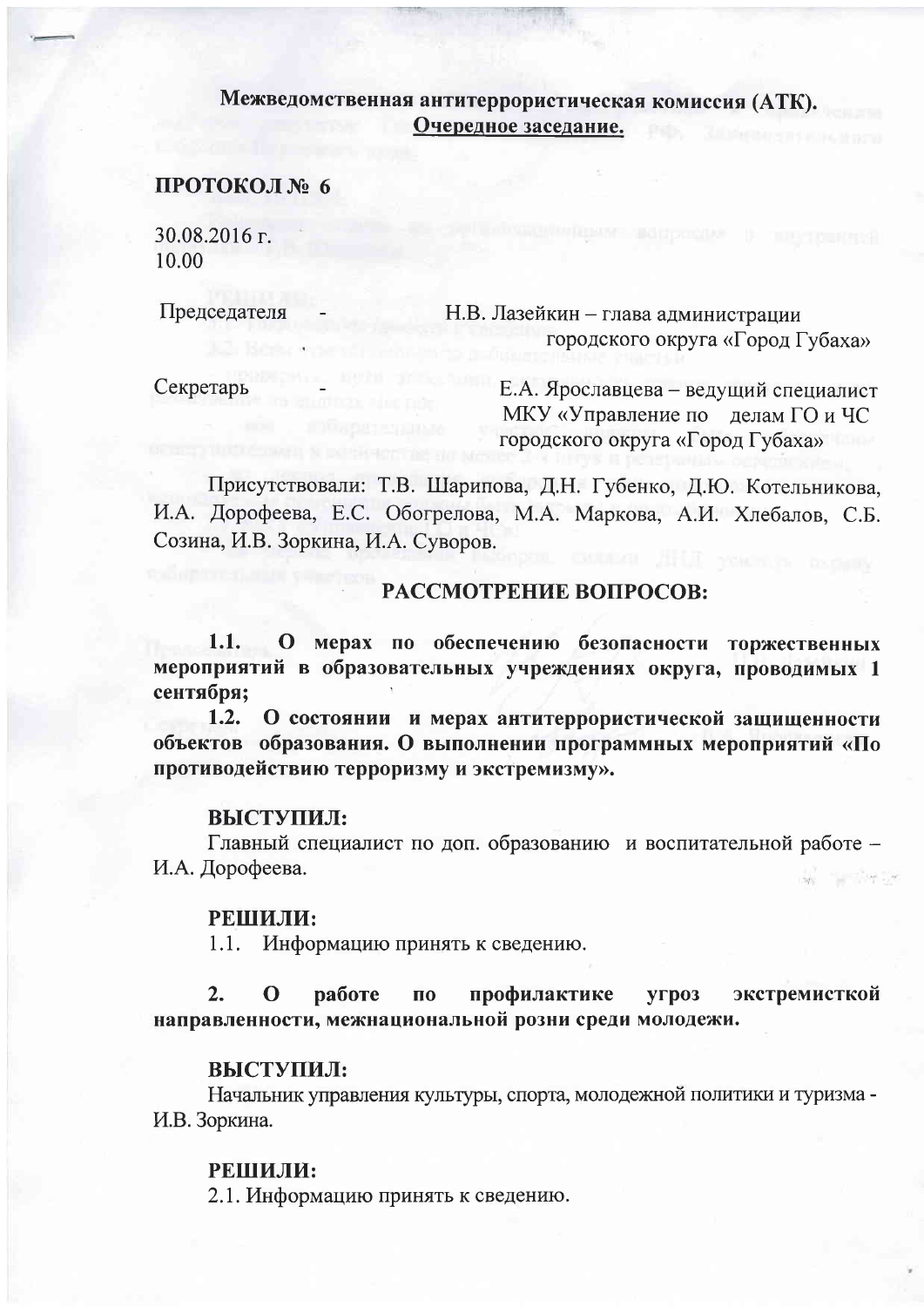**Межведомственная антитеррористическая комиссия (АТК).**
**Очередное заседание.**

## ПРОТОКОЛ № 6

30.08.2016 г.
10.00

Председателя - Н.В. Лазейкин – глава администрации городского округа «Город Губаха»

Секретарь - Е.А. Ярославцева – ведущий специалист МКУ «Управление по делам ГО и ЧС городского округа «Город Губаха»

Присутствовали: Т.В. Шарипова, Д.Н. Губенко, Д.Ю. Котельникова, И.А. Дорофеева, Е.С. Обогрелова, М.А. Маркова, А.И. Хлебалов, С.Б. Созина, И.В. Зоркина, И.А. Суворов.

## РАССМОТРЕНИЕ ВОПРОСОВ:

**1.1. О мерах по обеспечению безопасности торжественных мероприятий в образовательных учреждениях округа, проводимых 1 сентября;**

**1.2. О состоянии и мерах антитеррористической защищенности объектов образования. О выполнении программных мероприятий «По противодействию терроризму и экстремизму».**

**ВЫСТУПИЛ:**
Главный специалист по доп. образованию и воспитательной работе – И.А. Дорофеева.

**РЕШИЛИ:**
1.1. Информацию принять к сведению.

**2. О работе по профилактике угроз экстремисткой направленности, межнациональной розни среди молодежи.**

**ВЫСТУПИЛ:**
Начальник управления культуры, спорта, молодежной политики и туризма - И.В. Зоркина.

**РЕШИЛИ:**
2.1. Информацию принять к сведению.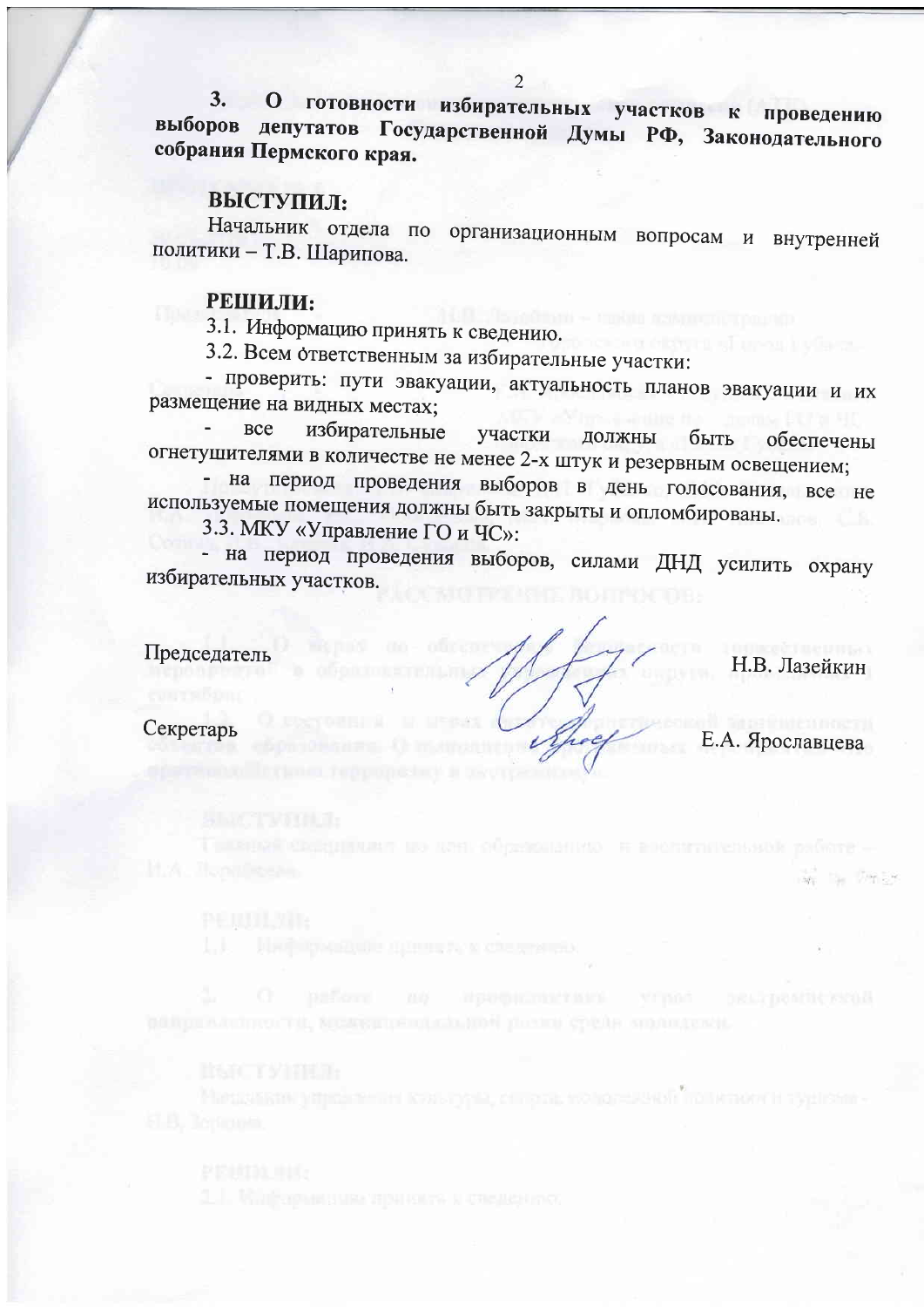**3. О готовности избирательных участков к проведению выборов депутатов Государственной Думы РФ, Законодательного собрания Пермского края.**

**ВЫСТУПИЛ:**

Начальник отдела по организационным вопросам и внутренней политики – Т.В. Шарипова.

**РЕШИЛИ:**

3.1. Информацию принять к сведению.

3.2. Всем ответственным за избирательные участки:

- проверить: пути эвакуации, актуальность планов эвакуации и их размещение на видных местах;
- все избирательные участки должны быть обеспечены огнетушителями в количестве не менее 2-х штук и резервным освещением;
- на период проведения выборов в день голосования, все не используемые помещения должны быть закрыты и опломбированы.

3.3. МКУ «Управление ГО и ЧС»:

- на период проведения выборов, силами ДНД усилить охрану избирательных участков.

Председатель Н.В. Лазейкин

Секретарь Е.А. Ярославцева